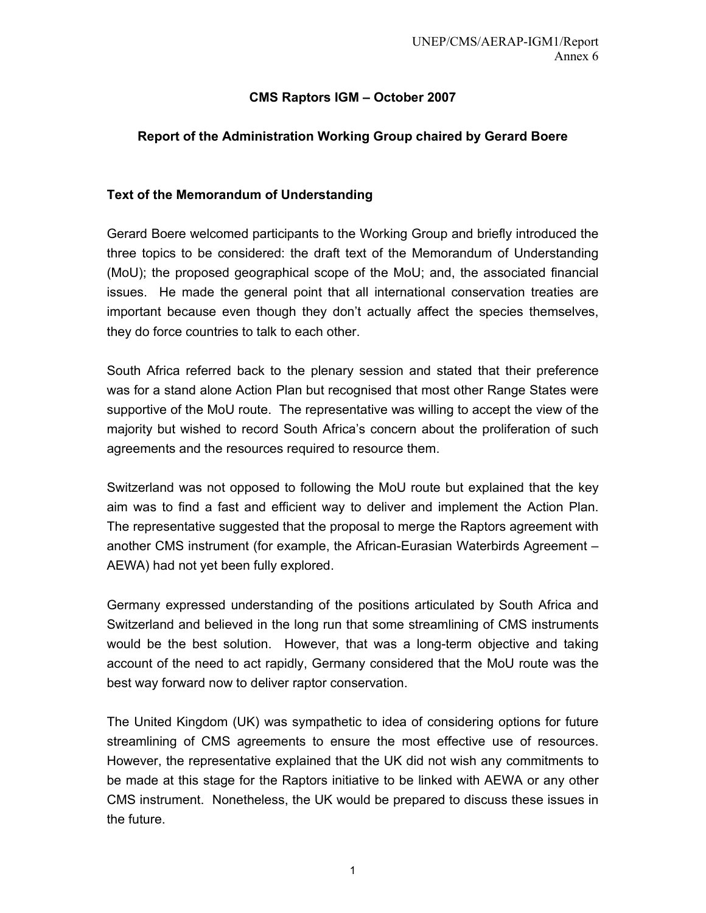# CMS Raptors IGM – October 2007

## Report of the Administration Working Group chaired by Gerard Boere

### Text of the Memorandum of Understanding

Gerard Boere welcomed participants to the Working Group and briefly introduced the three topics to be considered: the draft text of the Memorandum of Understanding (MoU); the proposed geographical scope of the MoU; and, the associated financial issues. He made the general point that all international conservation treaties are important because even though they don't actually affect the species themselves, they do force countries to talk to each other.

South Africa referred back to the plenary session and stated that their preference was for a stand alone Action Plan but recognised that most other Range States were supportive of the MoU route. The representative was willing to accept the view of the majority but wished to record South Africa's concern about the proliferation of such agreements and the resources required to resource them.

Switzerland was not opposed to following the MoU route but explained that the key aim was to find a fast and efficient way to deliver and implement the Action Plan. The representative suggested that the proposal to merge the Raptors agreement with another CMS instrument (for example, the African-Eurasian Waterbirds Agreement – AEWA) had not yet been fully explored.

Germany expressed understanding of the positions articulated by South Africa and Switzerland and believed in the long run that some streamlining of CMS instruments would be the best solution. However, that was a long-term objective and taking account of the need to act rapidly, Germany considered that the MoU route was the best way forward now to deliver raptor conservation.

The United Kingdom (UK) was sympathetic to idea of considering options for future streamlining of CMS agreements to ensure the most effective use of resources. However, the representative explained that the UK did not wish any commitments to be made at this stage for the Raptors initiative to be linked with AEWA or any other CMS instrument. Nonetheless, the UK would be prepared to discuss these issues in the future.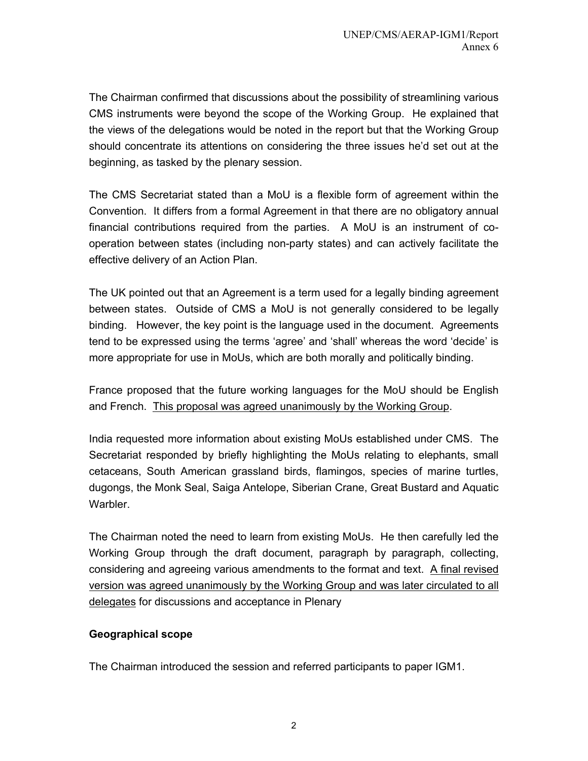The Chairman confirmed that discussions about the possibility of streamlining various CMS instruments were beyond the scope of the Working Group. He explained that the views of the delegations would be noted in the report but that the Working Group should concentrate its attentions on considering the three issues he'd set out at the beginning, as tasked by the plenary session.

The CMS Secretariat stated than a MoU is a flexible form of agreement within the Convention. It differs from a formal Agreement in that there are no obligatory annual financial contributions required from the parties. A MoU is an instrument of co-operation between states (including non-party states) and can actively facilitate the effective delivery of an Action Plan.

The UK pointed out that an Agreement is a term used for a legally binding agreement between states. Outside of CMS a MoU is not generally considered to be legally binding. However, the key point is the language used in the document. Agreements tend to be expressed using the terms 'agree' and 'shall' whereas the word 'decide' is more appropriate for use in MoUs, which are both morally and politically binding.

France proposed that the future working languages for the MoU should be English and French. <u>This proposal was agreed unanimously by the Working Group</u>.

India requested more information about existing MoUs established under CMS. The Secretariat responded by briefly highlighting the MoUs relating to elephants, small cetaceans, South American grassland birds, flamingos, species of marine turtles, dugongs, the Monk Seal, Saiga Antelope, Siberian Crane, Great Bustard and Aquatic Warbler.

The Chairman noted the need to learn from existing MoUs. He then carefully led the Working Group through the draft document, paragraph by paragraph, collecting, considering and agreeing various amendments to the format and text. <u>A final revised version was agreed unanimously by the Working Group and was later circulated to all delegates</u> for discussions and acceptance in Plenary

**Geographical scope**

The Chairman introduced the session and referred participants to paper IGM1.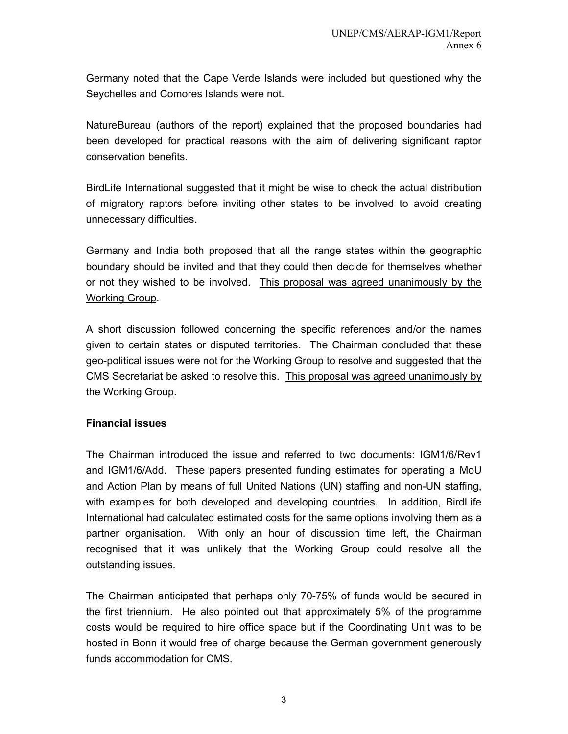Germany noted that the Cape Verde Islands were included but questioned why the Seychelles and Comores Islands were not.

NatureBureau (authors of the report) explained that the proposed boundaries had been developed for practical reasons with the aim of delivering significant raptor conservation benefits.

BirdLife International suggested that it might be wise to check the actual distribution of migratory raptors before inviting other states to be involved to avoid creating unnecessary difficulties.

Germany and India both proposed that all the range states within the geographic boundary should be invited and that they could then decide for themselves whether or not they wished to be involved. <u>This proposal was agreed unanimously by the Working Group</u>.

A short discussion followed concerning the specific references and/or the names given to certain states or disputed territories. The Chairman concluded that these geo-political issues were not for the Working Group to resolve and suggested that the CMS Secretariat be asked to resolve this. <u>This proposal was agreed unanimously by the Working Group</u>.

**Financial issues**

The Chairman introduced the issue and referred to two documents: IGM1/6/Rev1 and IGM1/6/Add. These papers presented funding estimates for operating a MoU and Action Plan by means of full United Nations (UN) staffing and non-UN staffing, with examples for both developed and developing countries. In addition, BirdLife International had calculated estimated costs for the same options involving them as a partner organisation. With only an hour of discussion time left, the Chairman recognised that it was unlikely that the Working Group could resolve all the outstanding issues.

The Chairman anticipated that perhaps only 70-75% of funds would be secured in the first triennium. He also pointed out that approximately 5% of the programme costs would be required to hire office space but if the Coordinating Unit was to be hosted in Bonn it would free of charge because the German government generously funds accommodation for CMS.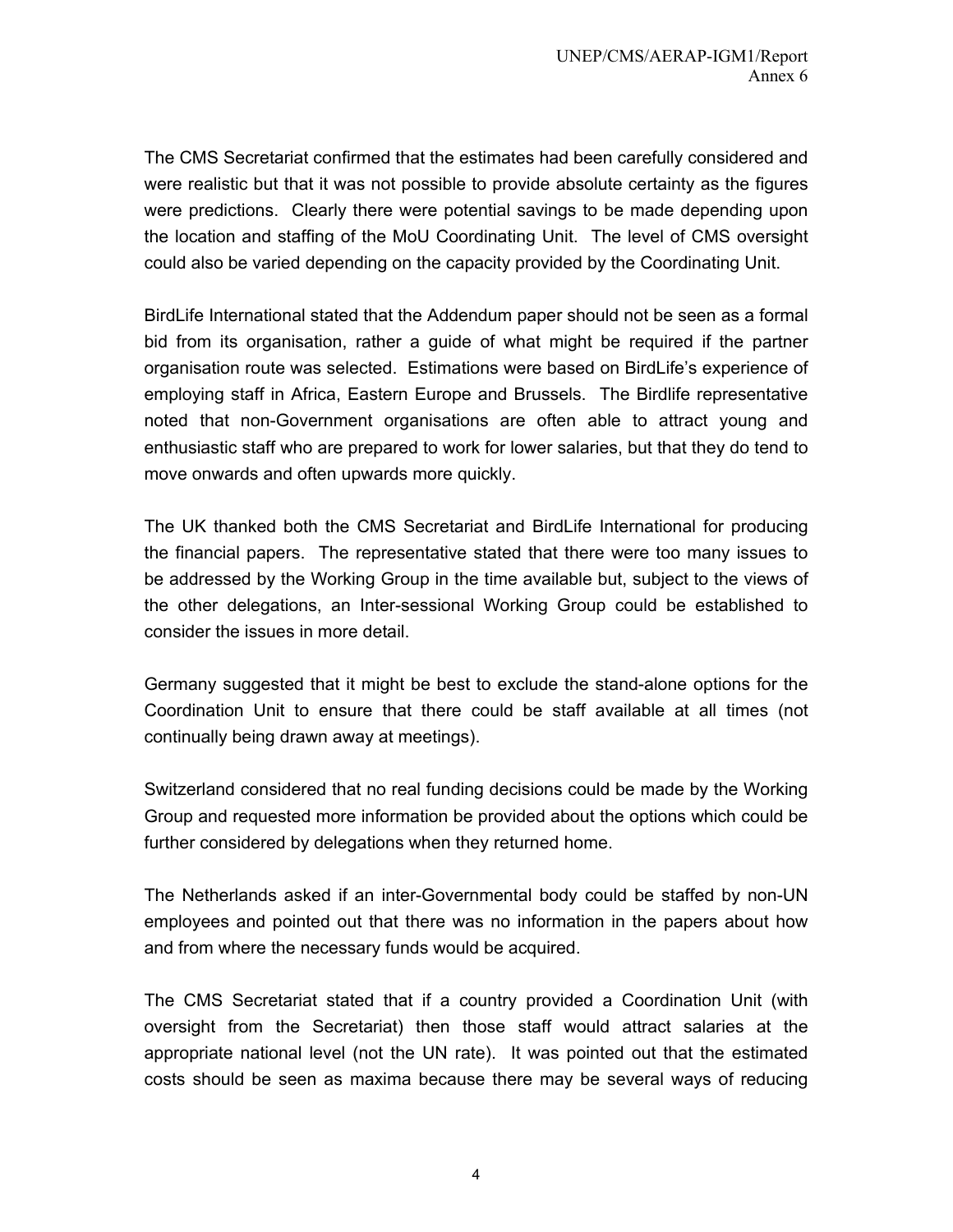The CMS Secretariat confirmed that the estimates had been carefully considered and were realistic but that it was not possible to provide absolute certainty as the figures were predictions. Clearly there were potential savings to be made depending upon the location and staffing of the MoU Coordinating Unit. The level of CMS oversight could also be varied depending on the capacity provided by the Coordinating Unit.

BirdLife International stated that the Addendum paper should not be seen as a formal bid from its organisation, rather a guide of what might be required if the partner organisation route was selected. Estimations were based on BirdLife's experience of employing staff in Africa, Eastern Europe and Brussels. The Birdlife representative noted that non-Government organisations are often able to attract young and enthusiastic staff who are prepared to work for lower salaries, but that they do tend to move onwards and often upwards more quickly.

The UK thanked both the CMS Secretariat and BirdLife International for producing the financial papers. The representative stated that there were too many issues to be addressed by the Working Group in the time available but, subject to the views of the other delegations, an Inter-sessional Working Group could be established to consider the issues in more detail.

Germany suggested that it might be best to exclude the stand-alone options for the Coordination Unit to ensure that there could be staff available at all times (not continually being drawn away at meetings).

Switzerland considered that no real funding decisions could be made by the Working Group and requested more information be provided about the options which could be further considered by delegations when they returned home.

The Netherlands asked if an inter-Governmental body could be staffed by non-UN employees and pointed out that there was no information in the papers about how and from where the necessary funds would be acquired.

The CMS Secretariat stated that if a country provided a Coordination Unit (with oversight from the Secretariat) then those staff would attract salaries at the appropriate national level (not the UN rate). It was pointed out that the estimated costs should be seen as maxima because there may be several ways of reducing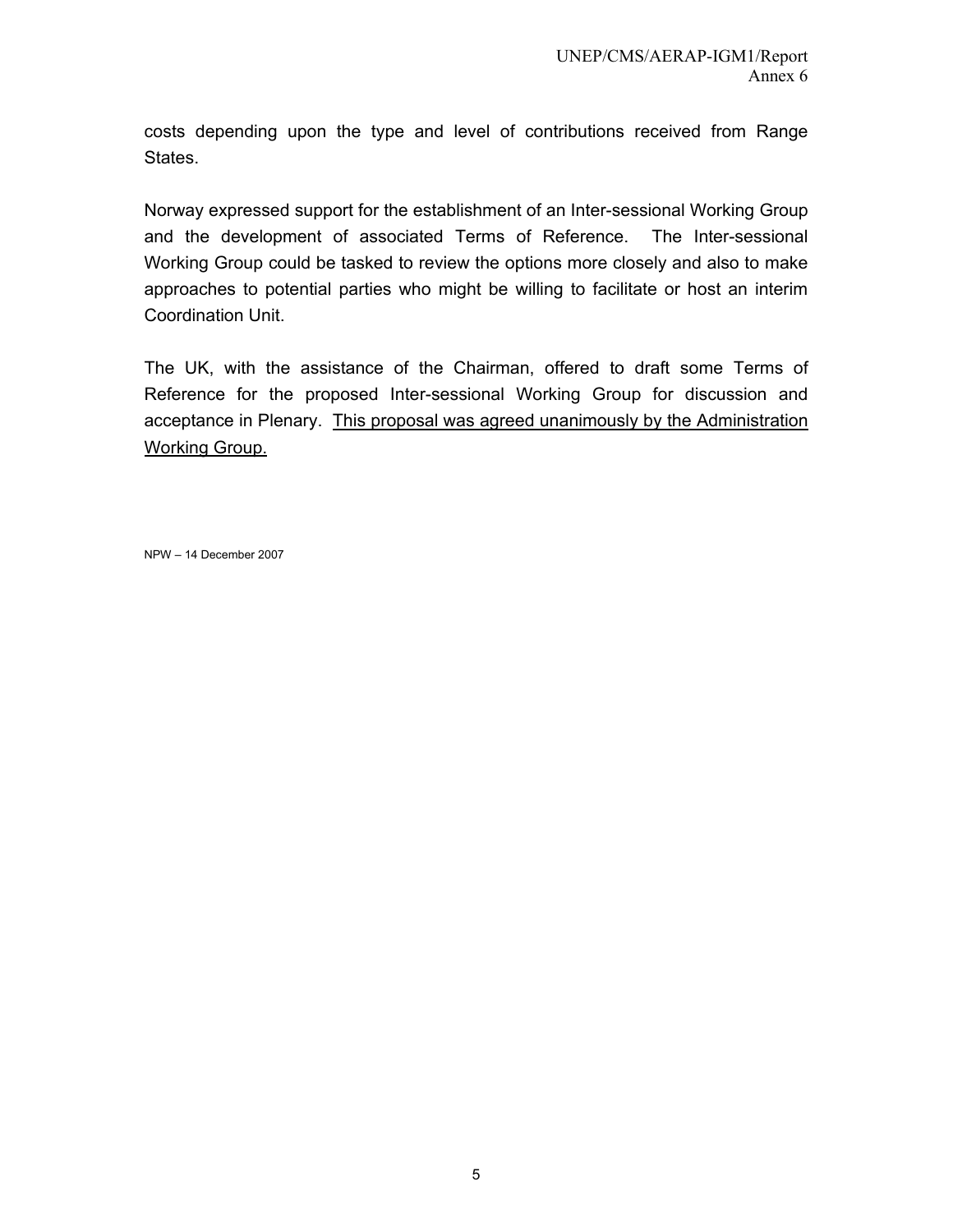costs depending upon the type and level of contributions received from Range States.

Norway expressed support for the establishment of an Inter-sessional Working Group and the development of associated Terms of Reference. The Inter-sessional Working Group could be tasked to review the options more closely and also to make approaches to potential parties who might be willing to facilitate or host an interim Coordination Unit.

The UK, with the assistance of the Chairman, offered to draft some Terms of Reference for the proposed Inter-sessional Working Group for discussion and acceptance in Plenary. <u>This proposal was agreed unanimously by the Administration Working Group.</u>

NPW – 14 December 2007